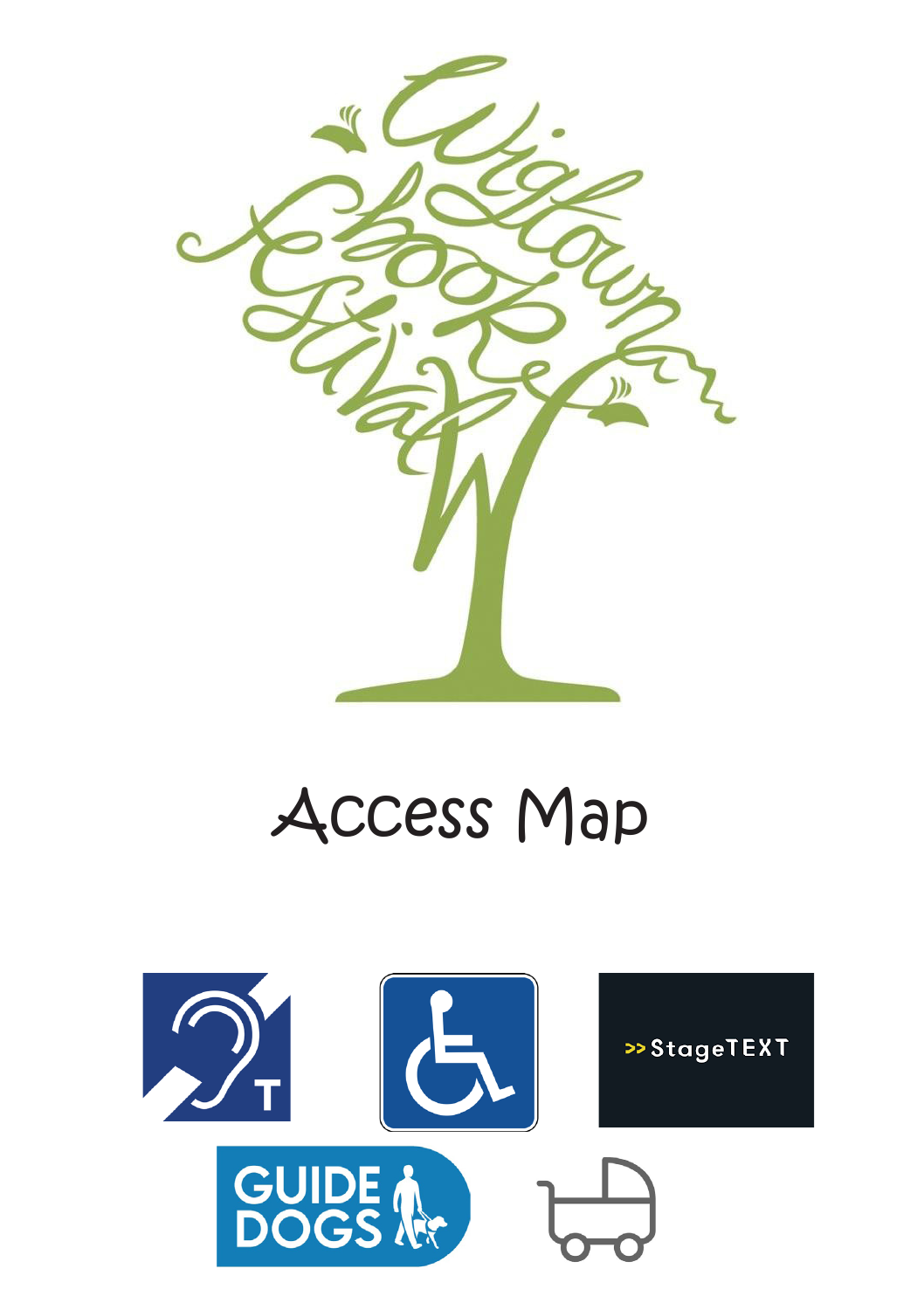# Access Map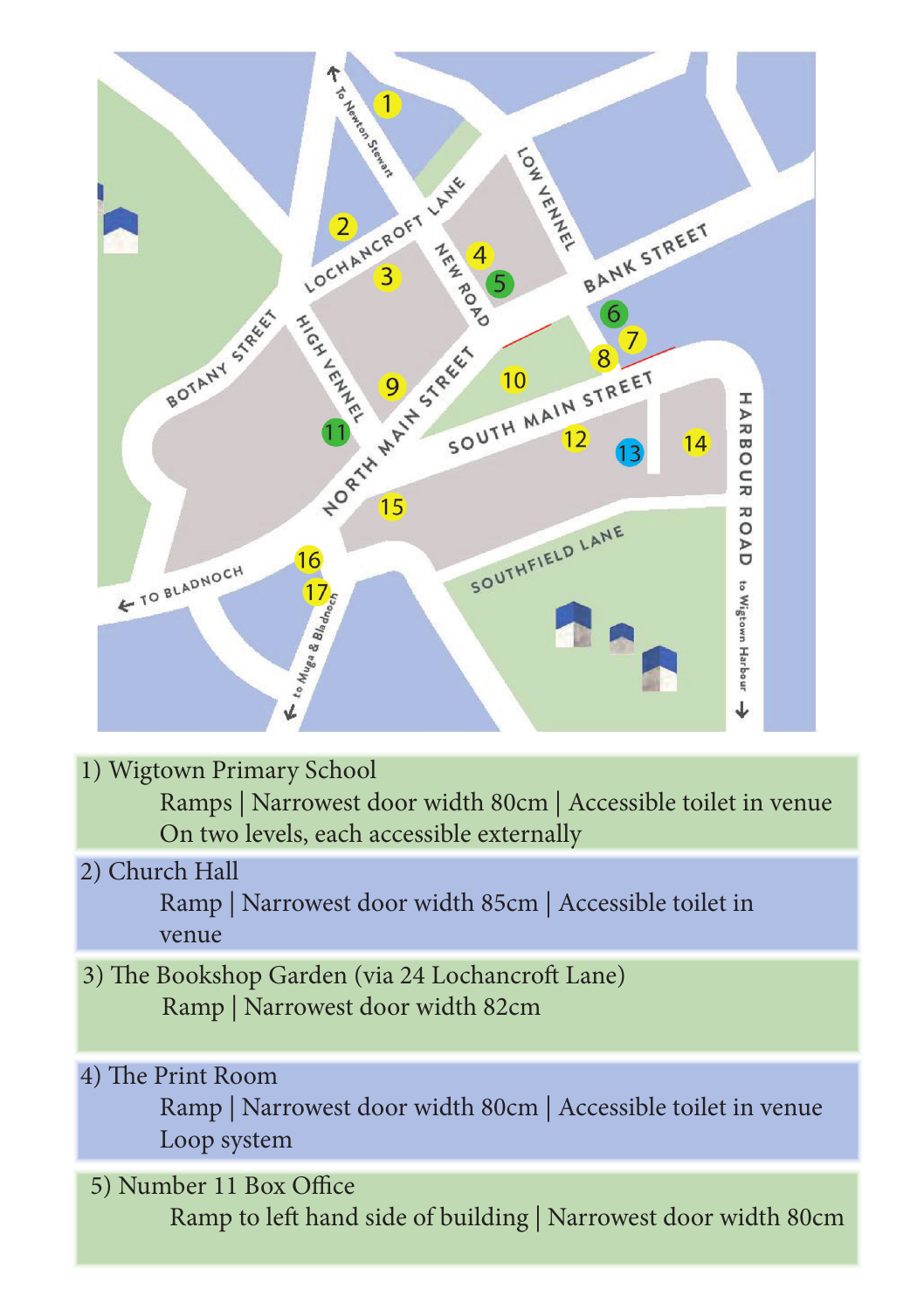1) Wigtown Primary School

Ramps | Narrowest door width 80cm | Accessible toilet in venue
On two levels, each accessible externally

2) Church Hall

Ramp | Narrowest door width 85cm | Accessible toilet in venue

3) The Bookshop Garden (via 24 Lochancroft Lane)

Ramp | Narrowest door width 82cm

4) The Print Room

Ramp | Narrowest door width 80cm | Accessible toilet in venue
Loop system

5) Number 11 Box Office

Ramp to left hand side of building | Narrowest door width 80cm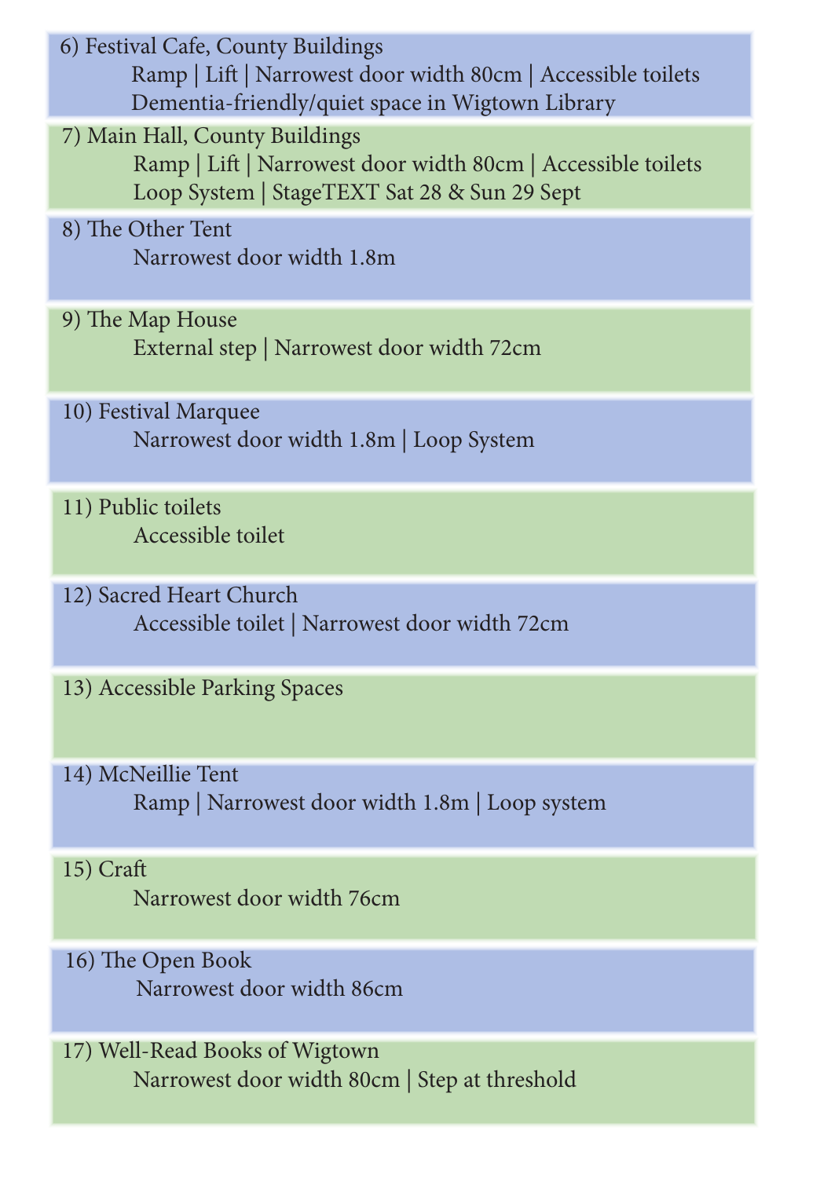6) Festival Cafe, County Buildings

Ramp | Lift | Narrowest door width 80cm | Accessible toilets

Dementia-friendly/quiet space in Wigtown Library

7) Main Hall, County Buildings

Ramp | Lift | Narrowest door width 80cm | Accessible toilets

Loop System | StageTEXT Sat 28 & Sun 29 Sept

8) The Other Tent

Narrowest door width 1.8m

9) The Map House

External step | Narrowest door width 72cm

10) Festival Marquee

Narrowest door width 1.8m | Loop System

11) Public toilets

Accessible toilet

12) Sacred Heart Church

Accessible toilet | Narrowest door width 72cm

13) Accessible Parking Spaces

14) McNeillie Tent

Ramp | Narrowest door width 1.8m | Loop system

15) Craft

Narrowest door width 76cm

16) The Open Book

Narrowest door width 86cm

17) Well-Read Books of Wigtown

Narrowest door width 80cm | Step at threshold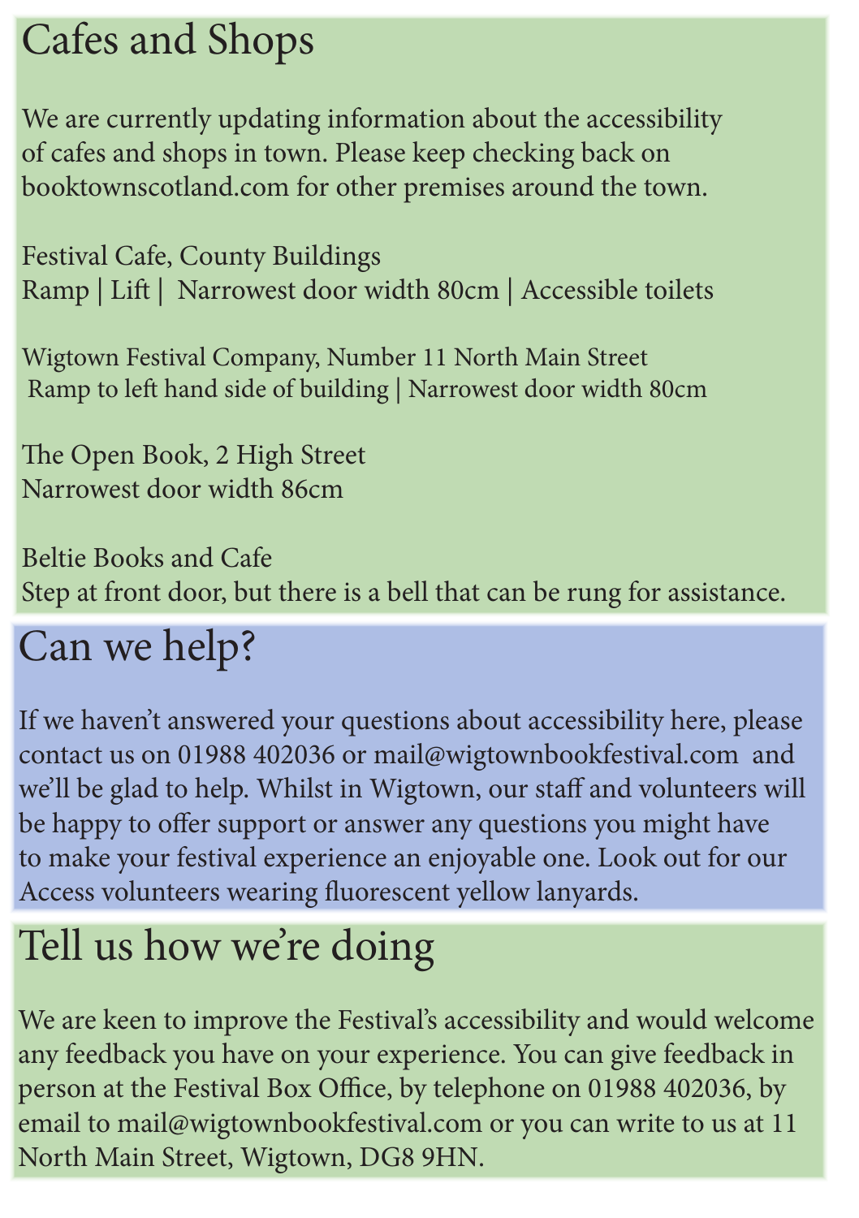## Cafes and Shops

We are currently updating information about the accessibility of cafes and shops in town. Please keep checking back on booktownscotland.com for other premises around the town.

Festival Cafe, County Buildings
Ramp | Lift | Narrowest door width 80cm | Accessible toilets

Wigtown Festival Company, Number 11 North Main Street
Ramp to left hand side of building | Narrowest door width 80cm

The Open Book, 2 High Street
Narrowest door width 86cm

Beltie Books and Cafe
Step at front door, but there is a bell that can be rung for assistance.

## Can we help?

If we haven't answered your questions about accessibility here, please contact us on 01988 402036 or mail@wigtownbookfestival.com and we'll be glad to help. Whilst in Wigtown, our staff and volunteers will be happy to offer support or answer any questions you might have to make your festival experience an enjoyable one. Look out for our Access volunteers wearing fluorescent yellow lanyards.

## Tell us how we're doing

We are keen to improve the Festival's accessibility and would welcome any feedback you have on your experience. You can give feedback in person at the Festival Box Office, by telephone on 01988 402036, by email to mail@wigtownbookfestival.com or you can write to us at 11 North Main Street, Wigtown, DG8 9HN.